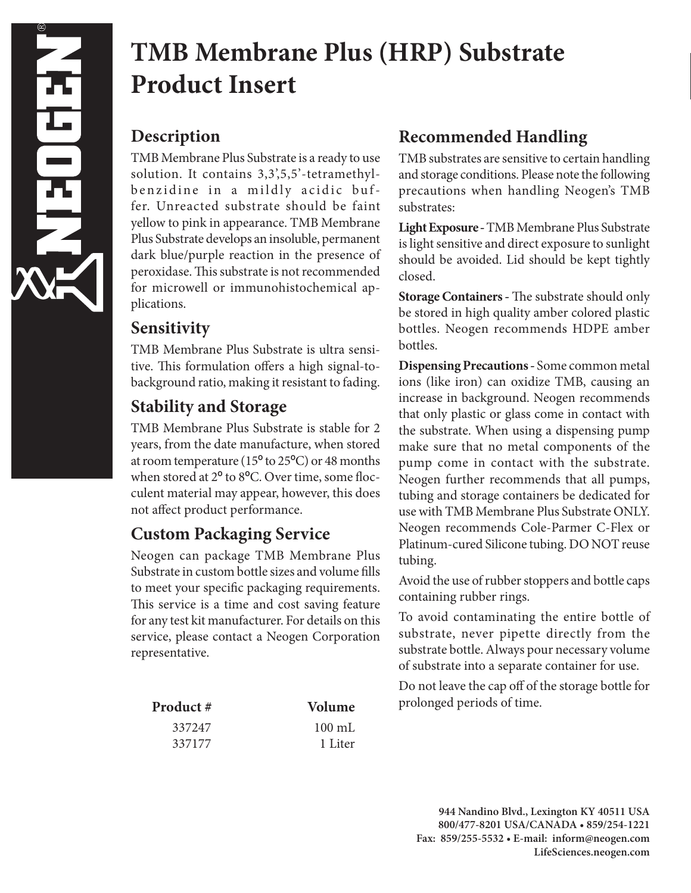# TMB Membrane Plus (HRP) Substrate Product Insert

## Description

TMB Membrane Plus Substrate is a ready to use solution. It contains 3,3',5,5'-tetramethylbenzidine in a mildly acidic buffer. Unreacted substrate should be faint yellow to pink in appearance. TMB Membrane Plus Substrate develops an insoluble, permanent dark blue/purple reaction in the presence of peroxidase. This substrate is not recommended for microwell or immunohistochemical applications.

## Sensitivity

TMB Membrane Plus Substrate is ultra sensitive. This formulation offers a high signal-to-background ratio, making it resistant to fading.

## Stability and Storage

TMB Membrane Plus Substrate is stable for 2 years, from the date manufacture, when stored at room temperature (15° to 25°C) or 48 months when stored at 2° to 8°C. Over time, some flocculent material may appear, however, this does not affect product performance.

## Custom Packaging Service

Neogen can package TMB Membrane Plus Substrate in custom bottle sizes and volume fills to meet your specific packaging requirements. This service is a time and cost saving feature for any test kit manufacturer. For details on this service, please contact a Neogen Corporation representative.

| Product # | Volume |
|---|---|
| 337247 | 100 mL |
| 337177 | 1 Liter |

## Recommended Handling

TMB substrates are sensitive to certain handling and storage conditions. Please note the following precautions when handling Neogen's TMB substrates:

**Light Exposure** - TMB Membrane Plus Substrate is light sensitive and direct exposure to sunlight should be avoided. Lid should be kept tightly closed.

**Storage Containers** - The substrate should only be stored in high quality amber colored plastic bottles. Neogen recommends HDPE amber bottles.

**Dispensing Precautions** - Some common metal ions (like iron) can oxidize TMB, causing an increase in background. Neogen recommends that only plastic or glass come in contact with the substrate. When using a dispensing pump make sure that no metal components of the pump come in contact with the substrate. Neogen further recommends that all pumps, tubing and storage containers be dedicated for use with TMB Membrane Plus Substrate ONLY. Neogen recommends Cole-Parmer C-Flex or Platinum-cured Silicone tubing. DO NOT reuse tubing.

Avoid the use of rubber stoppers and bottle caps containing rubber rings.

To avoid contaminating the entire bottle of substrate, never pipette directly from the substrate bottle. Always pour necessary volume of substrate into a separate container for use.

Do not leave the cap off of the storage bottle for prolonged periods of time.

**944 Nandino Blvd., Lexington KY 40511 USA**
**800/477-8201 USA/CANADA • 859/254-1221**
**Fax: 859/255-5532 • E-mail: inform@neogen.com**
**LifeSciences.neogen.com**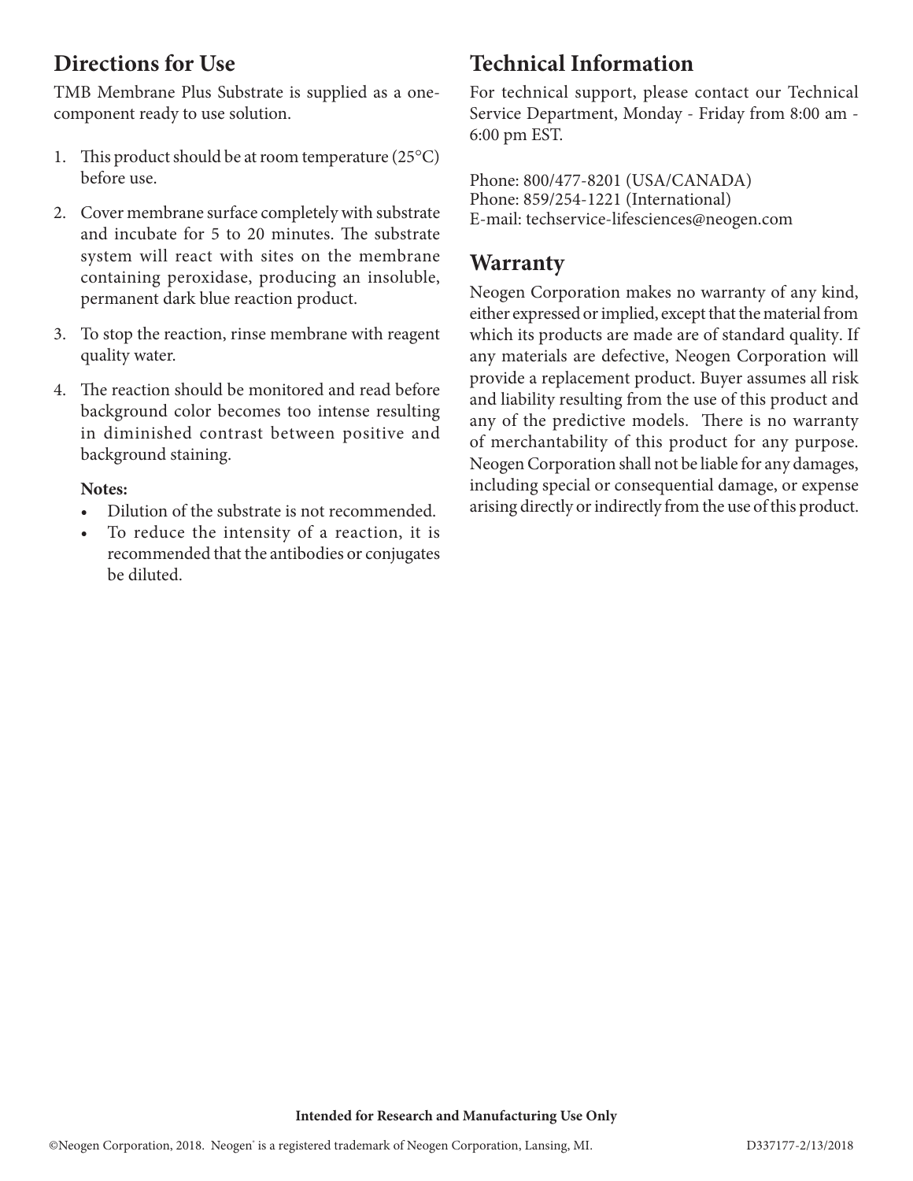## Directions for Use

TMB Membrane Plus Substrate is supplied as a one-component ready to use solution.

1. This product should be at room temperature (25°C) before use.
2. Cover membrane surface completely with substrate and incubate for 5 to 20 minutes. The substrate system will react with sites on the membrane containing peroxidase, producing an insoluble, permanent dark blue reaction product.
3. To stop the reaction, rinse membrane with reagent quality water.
4. The reaction should be monitored and read before background color becomes too intense resulting in diminished contrast between positive and background staining.

**Notes:**

- Dilution of the substrate is not recommended.
- To reduce the intensity of a reaction, it is recommended that the antibodies or conjugates be diluted.

## Technical Information

For technical support, please contact our Technical Service Department, Monday - Friday from 8:00 am - 6:00 pm EST.

Phone: 800/477-8201 (USA/CANADA)
Phone: 859/254-1221 (International)
E-mail: techservice-lifesciences@neogen.com

## Warranty

Neogen Corporation makes no warranty of any kind, either expressed or implied, except that the material from which its products are made are of standard quality. If any materials are defective, Neogen Corporation will provide a replacement product. Buyer assumes all risk and liability resulting from the use of this product and any of the predictive models. There is no warranty of merchantability of this product for any purpose. Neogen Corporation shall not be liable for any damages, including special or consequential damage, or expense arising directly or indirectly from the use of this product.

**Intended for Research and Manufacturing Use Only**

©Neogen Corporation, 2018. Neogen® is a registered trademark of Neogen Corporation, Lansing, MI. D337177-2/13/2018